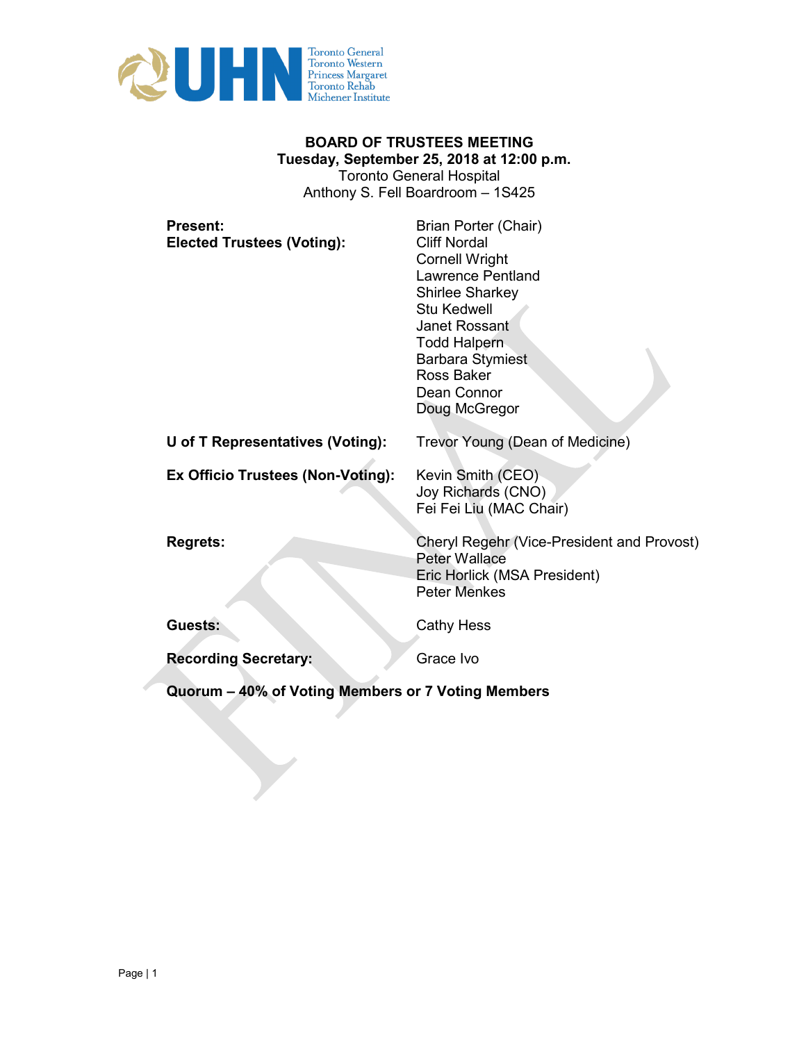# BOARD OF TRUSTEES MEETING

**Tuesday, September 25, 2018 at 12:00 p.m.**
Toronto General Hospital
Anthony S. Fell Boardroom – 1S425

| | |
|---|---|
| **Present:** | Brian Porter (Chair) |
| **Elected Trustees (Voting):** | Cliff Nordal |
| | Cornell Wright |
| | Lawrence Pentland |
| | Shirlee Sharkey |
| | Stu Kedwell |
| | Janet Rossant |
| | Todd Halpern |
| | Barbara Stymiest |
| | Ross Baker |
| | Dean Connor |
| | Doug McGregor |
| **U of T Representatives (Voting):** | Trevor Young (Dean of Medicine) |
| **Ex Officio Trustees (Non-Voting):** | Kevin Smith (CEO) |
| | Joy Richards (CNO) |
| | Fei Fei Liu (MAC Chair) |
| **Regrets:** | Cheryl Regehr (Vice-President and Provost) |
| | Peter Wallace |
| | Eric Horlick (MSA President) |
| | Peter Menkes |
| **Guests:** | Cathy Hess |
| **Recording Secretary:** | Grace Ivo |

**Quorum – 40% of Voting Members or 7 Voting Members**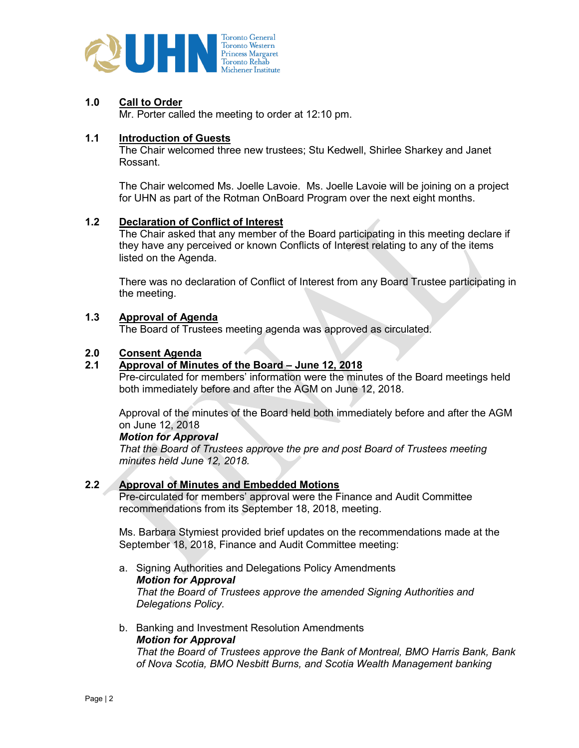## 1.0 Call to Order

Mr. Porter called the meeting to order at 12:10 pm.

## 1.1 Introduction of Guests

The Chair welcomed three new trustees; Stu Kedwell, Shirlee Sharkey and Janet Rossant.

The Chair welcomed Ms. Joelle Lavoie. Ms. Joelle Lavoie will be joining on a project for UHN as part of the Rotman OnBoard Program over the next eight months.

## 1.2 Declaration of Conflict of Interest

The Chair asked that any member of the Board participating in this meeting declare if they have any perceived or known Conflicts of Interest relating to any of the items listed on the Agenda.

There was no declaration of Conflict of Interest from any Board Trustee participating in the meeting.

## 1.3 Approval of Agenda

The Board of Trustees meeting agenda was approved as circulated.

## 2.0 Consent Agenda

## 2.1 Approval of Minutes of the Board – June 12, 2018

Pre-circulated for members' information were the minutes of the Board meetings held both immediately before and after the AGM on June 12, 2018.

Approval of the minutes of the Board held both immediately before and after the AGM on June 12, 2018

***Motion for Approval***
*That the Board of Trustees approve the pre and post Board of Trustees meeting minutes held June 12, 2018.*

## 2.2 Approval of Minutes and Embedded Motions

Pre-circulated for members' approval were the Finance and Audit Committee recommendations from its September 18, 2018, meeting.

Ms. Barbara Stymiest provided brief updates on the recommendations made at the September 18, 2018, Finance and Audit Committee meeting:

a. Signing Authorities and Delegations Policy Amendments
   ***Motion for Approval***
   *That the Board of Trustees approve the amended Signing Authorities and Delegations Policy.*

b. Banking and Investment Resolution Amendments
   ***Motion for Approval***
   *That the Board of Trustees approve the Bank of Montreal, BMO Harris Bank, Bank of Nova Scotia, BMO Nesbitt Burns, and Scotia Wealth Management banking*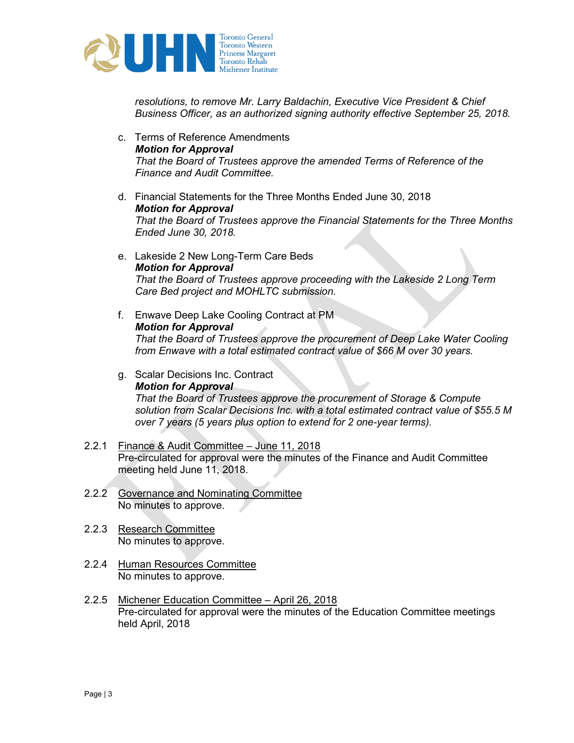*resolutions, to remove Mr. Larry Baldachin, Executive Vice President & Chief Business Officer, as an authorized signing authority effective September 25, 2018.*

c. Terms of Reference Amendments
   ***Motion for Approval***
   *That the Board of Trustees approve the amended Terms of Reference of the Finance and Audit Committee.*

d. Financial Statements for the Three Months Ended June 30, 2018
   ***Motion for Approval***
   *That the Board of Trustees approve the Financial Statements for the Three Months Ended June 30, 2018.*

e. Lakeside 2 New Long-Term Care Beds
   ***Motion for Approval***
   *That the Board of Trustees approve proceeding with the Lakeside 2 Long Term Care Bed project and MOHLTC submission.*

f. Enwave Deep Lake Cooling Contract at PM
   ***Motion for Approval***
   *That the Board of Trustees approve the procurement of Deep Lake Water Cooling from Enwave with a total estimated contract value of $66 M over 30 years.*

g. Scalar Decisions Inc. Contract
   ***Motion for Approval***
   *That the Board of Trustees approve the procurement of Storage & Compute solution from Scalar Decisions Inc. with a total estimated contract value of $55.5 M over 7 years (5 years plus option to extend for 2 one-year terms).*

2.2.1 <u>Finance & Audit Committee – June 11, 2018</u>
Pre-circulated for approval were the minutes of the Finance and Audit Committee meeting held June 11, 2018.

2.2.2 <u>Governance and Nominating Committee</u>
No minutes to approve.

2.2.3 <u>Research Committee</u>
No minutes to approve.

2.2.4 <u>Human Resources Committee</u>
No minutes to approve.

2.2.5 <u>Michener Education Committee – April 26, 2018</u>
Pre-circulated for approval were the minutes of the Education Committee meetings held April, 2018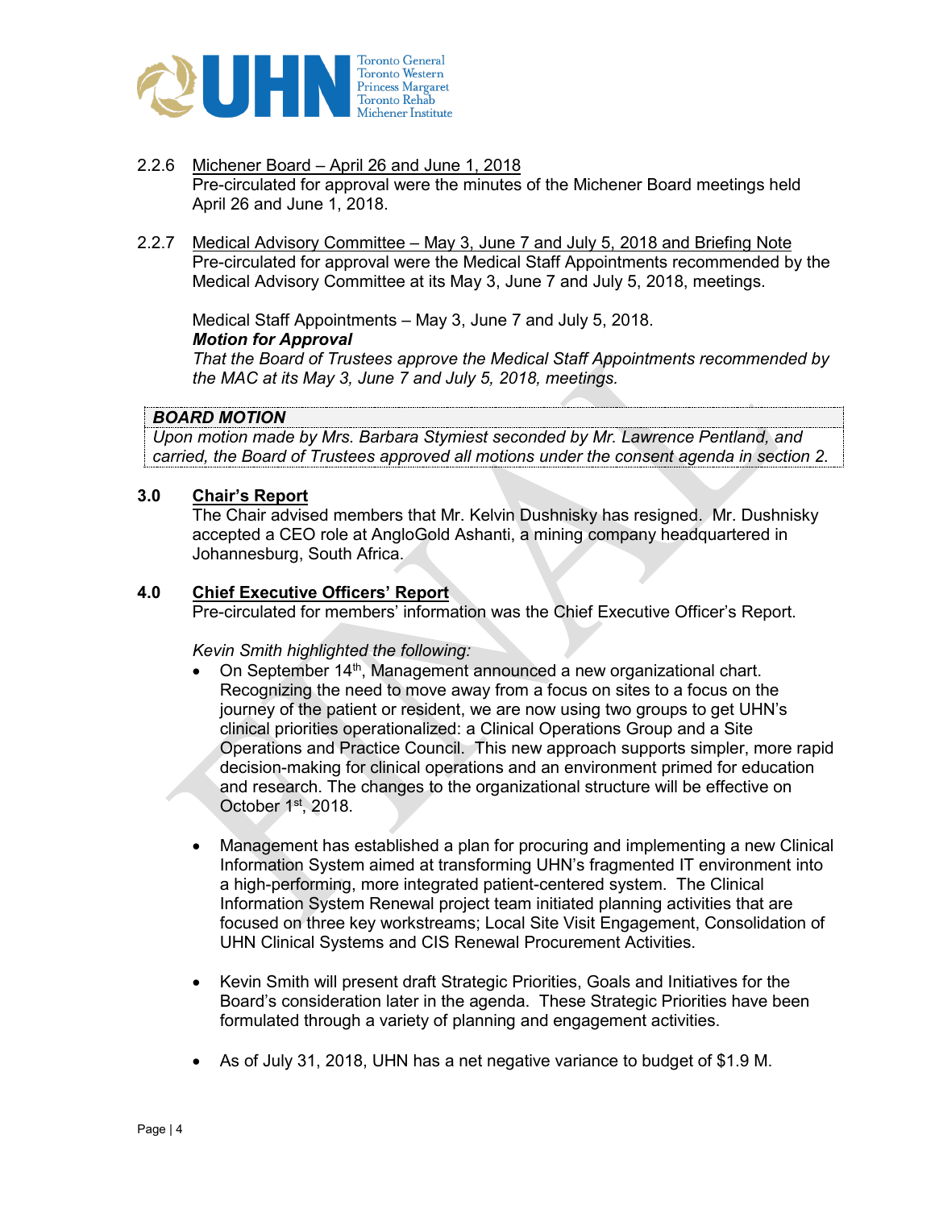2.2.6 Michener Board – April 26 and June 1, 2018
Pre-circulated for approval were the minutes of the Michener Board meetings held April 26 and June 1, 2018.

2.2.7 Medical Advisory Committee – May 3, June 7 and July 5, 2018 and Briefing Note
Pre-circulated for approval were the Medical Staff Appointments recommended by the Medical Advisory Committee at its May 3, June 7 and July 5, 2018, meetings.

Medical Staff Appointments – May 3, June 7 and July 5, 2018.
***Motion for Approval***
*That the Board of Trustees approve the Medical Staff Appointments recommended by the MAC at its May 3, June 7 and July 5, 2018, meetings.*

> ***BOARD MOTION***
> *Upon motion made by Mrs. Barbara Stymiest seconded by Mr. Lawrence Pentland, and carried, the Board of Trustees approved all motions under the consent agenda in section 2.*

## 3.0 Chair's Report

The Chair advised members that Mr. Kelvin Dushnisky has resigned. Mr. Dushnisky accepted a CEO role at AngloGold Ashanti, a mining company headquartered in Johannesburg, South Africa.

## 4.0 Chief Executive Officers' Report

Pre-circulated for members' information was the Chief Executive Officer's Report.

*Kevin Smith highlighted the following:*

- On September 14th, Management announced a new organizational chart. Recognizing the need to move away from a focus on sites to a focus on the journey of the patient or resident, we are now using two groups to get UHN's clinical priorities operationalized: a Clinical Operations Group and a Site Operations and Practice Council. This new approach supports simpler, more rapid decision-making for clinical operations and an environment primed for education and research. The changes to the organizational structure will be effective on October 1st, 2018.

- Management has established a plan for procuring and implementing a new Clinical Information System aimed at transforming UHN's fragmented IT environment into a high-performing, more integrated patient-centered system. The Clinical Information System Renewal project team initiated planning activities that are focused on three key workstreams; Local Site Visit Engagement, Consolidation of UHN Clinical Systems and CIS Renewal Procurement Activities.

- Kevin Smith will present draft Strategic Priorities, Goals and Initiatives for the Board's consideration later in the agenda. These Strategic Priorities have been formulated through a variety of planning and engagement activities.

- As of July 31, 2018, UHN has a net negative variance to budget of $1.9 M.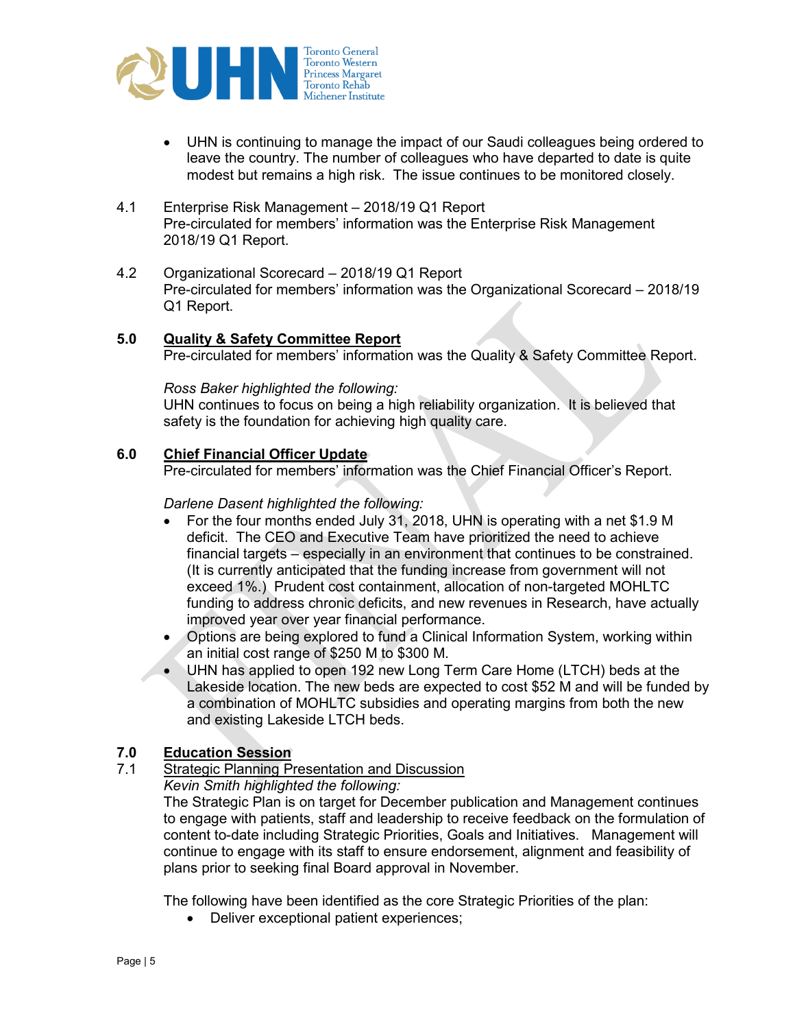- UHN is continuing to manage the impact of our Saudi colleagues being ordered to leave the country. The number of colleagues who have departed to date is quite modest but remains a high risk. The issue continues to be monitored closely.

4.1 Enterprise Risk Management – 2018/19 Q1 Report
Pre-circulated for members' information was the Enterprise Risk Management 2018/19 Q1 Report.

4.2 Organizational Scorecard – 2018/19 Q1 Report
Pre-circulated for members' information was the Organizational Scorecard – 2018/19 Q1 Report.

## 5.0 Quality & Safety Committee Report

Pre-circulated for members' information was the Quality & Safety Committee Report.

*Ross Baker highlighted the following:*
UHN continues to focus on being a high reliability organization. It is believed that safety is the foundation for achieving high quality care.

## 6.0 Chief Financial Officer Update

Pre-circulated for members' information was the Chief Financial Officer's Report.

*Darlene Dasent highlighted the following:*

- For the four months ended July 31, 2018, UHN is operating with a net $1.9 M deficit. The CEO and Executive Team have prioritized the need to achieve financial targets – especially in an environment that continues to be constrained. (It is currently anticipated that the funding increase from government will not exceed 1%.) Prudent cost containment, allocation of non-targeted MOHLTC funding to address chronic deficits, and new revenues in Research, have actually improved year over year financial performance.
- Options are being explored to fund a Clinical Information System, working within an initial cost range of $250 M to $300 M.
- UHN has applied to open 192 new Long Term Care Home (LTCH) beds at the Lakeside location. The new beds are expected to cost $52 M and will be funded by a combination of MOHLTC subsidies and operating margins from both the new and existing Lakeside LTCH beds.

## 7.0 Education Session

7.1 Strategic Planning Presentation and Discussion
*Kevin Smith highlighted the following:*
The Strategic Plan is on target for December publication and Management continues to engage with patients, staff and leadership to receive feedback on the formulation of content to-date including Strategic Priorities, Goals and Initiatives. Management will continue to engage with its staff to ensure endorsement, alignment and feasibility of plans prior to seeking final Board approval in November.

The following have been identified as the core Strategic Priorities of the plan:

- Deliver exceptional patient experiences;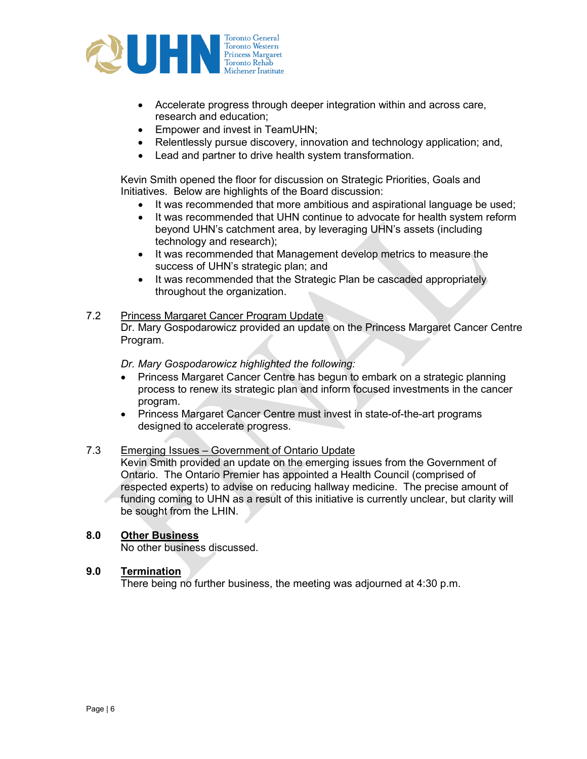- Accelerate progress through deeper integration within and across care, research and education;
- Empower and invest in TeamUHN;
- Relentlessly pursue discovery, innovation and technology application; and,
- Lead and partner to drive health system transformation.

Kevin Smith opened the floor for discussion on Strategic Priorities, Goals and Initiatives. Below are highlights of the Board discussion:

- It was recommended that more ambitious and aspirational language be used;
- It was recommended that UHN continue to advocate for health system reform beyond UHN's catchment area, by leveraging UHN's assets (including technology and research);
- It was recommended that Management develop metrics to measure the success of UHN's strategic plan; and
- It was recommended that the Strategic Plan be cascaded appropriately throughout the organization.

7.2 Princess Margaret Cancer Program Update

Dr. Mary Gospodarowicz provided an update on the Princess Margaret Cancer Centre Program.

*Dr. Mary Gospodarowicz highlighted the following:*

- Princess Margaret Cancer Centre has begun to embark on a strategic planning process to renew its strategic plan and inform focused investments in the cancer program.
- Princess Margaret Cancer Centre must invest in state-of-the-art programs designed to accelerate progress.

7.3 Emerging Issues – Government of Ontario Update

Kevin Smith provided an update on the emerging issues from the Government of Ontario. The Ontario Premier has appointed a Health Council (comprised of respected experts) to advise on reducing hallway medicine. The precise amount of funding coming to UHN as a result of this initiative is currently unclear, but clarity will be sought from the LHIN.

## 8.0 Other Business

No other business discussed.

## 9.0 Termination

There being no further business, the meeting was adjourned at 4:30 p.m.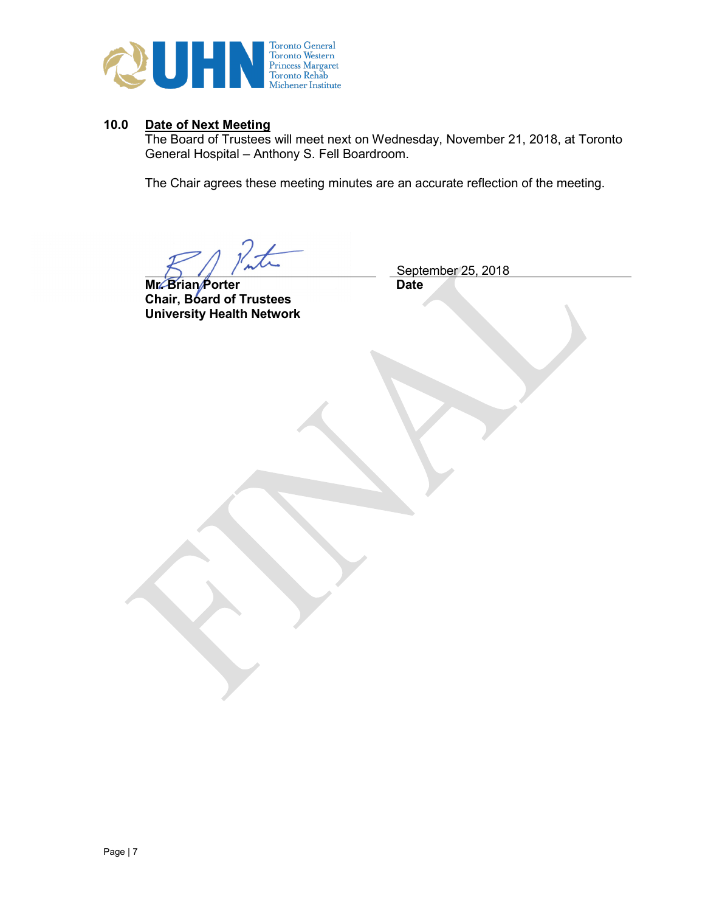## 10.0 Date of Next Meeting

The Board of Trustees will meet next on Wednesday, November 21, 2018, at Toronto General Hospital – Anthony S. Fell Boardroom.

The Chair agrees these meeting minutes are an accurate reflection of the meeting.

| | |
|---|---|
| **Mr. Brian Porter**<br>**Chair, Board of Trustees**<br>**University Health Network** | September 25, 2018<br>**Date** |